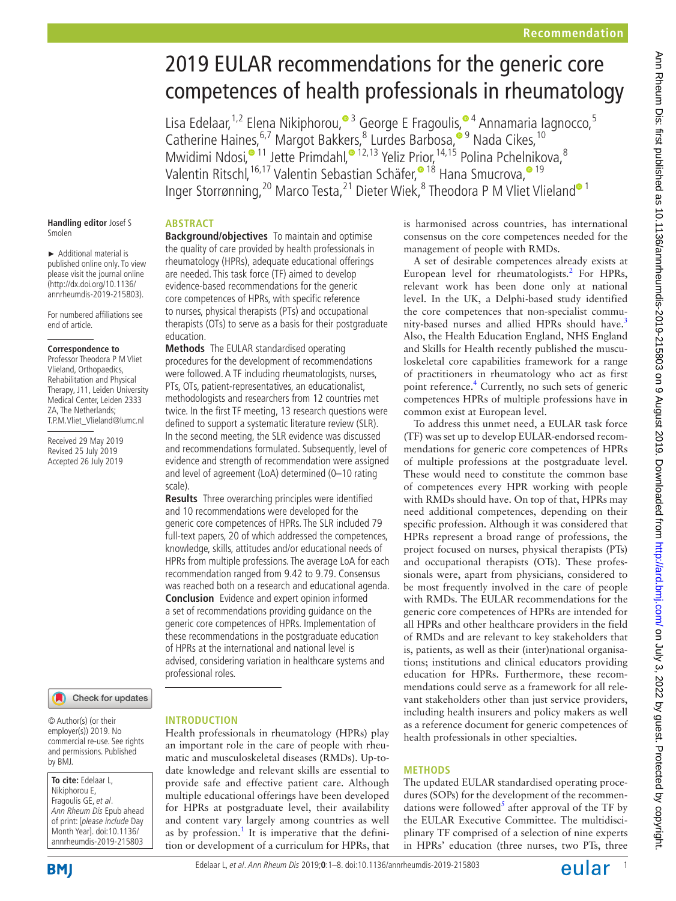Recommendation

# 2019 EULAR recommendations for the generic core competences of health professionals in rheumatology

Lisa Edelaar,[1,2] Elena Nikiphorou,[3] George E Fragoulis,[4] Annamaria Iagnocco,[5] Catherine Haines,[6,7] Margot Bakkers,[8] Lurdes Barbosa,[9] Nada Cikes,[10] Mwidimi Ndosi,[11] Jette Primdahl,[12,13] Yeliz Prior,[14,15] Polina Pchelnikova,[8] Valentin Ritschl,[16,17] Valentin Sebastian Schäfer,[18] Hana Smucrova,[19] Inger Storrønning,[20] Marco Testa,[21] Dieter Wiek,[8] Theodora P M Vliet Vlieland[1]

Handling editor Josef S Smolen

► Additional material is published online only. To view please visit the journal online (http://dx.doi.org/10.1136/annrheumdis-2019-215803).

For numbered affiliations see end of article.

**Correspondence to**
Professor Theodora P M Vliet Vlieland, Orthopaedics, Rehabilitation and Physical Therapy, J11, Leiden University Medical Center, Leiden 2333 ZA, The Netherlands; T.P.M.Vliet_Vlieland@lumc.nl

Received 29 May 2019
Revised 25 July 2019
Accepted 26 July 2019

© Author(s) (or their employer(s)) 2019. No commercial re-use. See rights and permissions. Published by BMJ.

**To cite:** Edelaar L, Nikiphorou E, Fragoulis GE, et al. *Ann Rheum Dis* Epub ahead of print: [please include Day Month Year]. doi:10.1136/annrheumdis-2019-215803

## ABSTRACT

**Background/objectives** To maintain and optimise the quality of care provided by health professionals in rheumatology (HPRs), adequate educational offerings are needed. This task force (TF) aimed to develop evidence-based recommendations for the generic core competences of HPRs, with specific reference to nurses, physical therapists (PTs) and occupational therapists (OTs) to serve as a basis for their postgraduate education.

**Methods** The EULAR standardised operating procedures for the development of recommendations were followed. A TF including rheumatologists, nurses, PTs, OTs, patient-representatives, an educationalist, methodologists and researchers from 12 countries met twice. In the first TF meeting, 13 research questions were defined to support a systematic literature review (SLR). In the second meeting, the SLR evidence was discussed and recommendations formulated. Subsequently, level of evidence and strength of recommendation were assigned and level of agreement (LoA) determined (0–10 rating scale).

**Results** Three overarching principles were identified and 10 recommendations were developed for the generic core competences of HPRs. The SLR included 79 full-text papers, 20 of which addressed the competences, knowledge, skills, attitudes and/or educational needs of HPRs from multiple professions. The average LoA for each recommendation ranged from 9.42 to 9.79. Consensus was reached both on a research and educational agenda.

**Conclusion** Evidence and expert opinion informed a set of recommendations providing guidance on the generic core competences of HPRs. Implementation of these recommendations in the postgraduate education of HPRs at the international and national level is advised, considering variation in healthcare systems and professional roles.

## INTRODUCTION

Health professionals in rheumatology (HPRs) play an important role in the care of people with rheumatic and musculoskeletal diseases (RMDs). Up-to-date knowledge and relevant skills are essential to provide safe and effective patient care. Although multiple educational offerings have been developed for HPRs at postgraduate level, their availability and content vary largely among countries as well as by profession.[1] It is imperative that the definition or development of a curriculum for HPRs, that is harmonised across countries, has international consensus on the core competences needed for the management of people with RMDs.

A set of desirable competences already exists at European level for rheumatologists.[2] For HPRs, relevant work has been done only at national level. In the UK, a Delphi-based study identified the core competences that non-specialist community-based nurses and allied HPRs should have.[3] Also, the Health Education England, NHS England and Skills for Health recently published the musculoskeletal core capabilities framework for a range of practitioners in rheumatology who act as first point reference.[4] Currently, no such sets of generic competences HPRs of multiple professions have in common exist at European level.

To address this unmet need, a EULAR task force (TF) was set up to develop EULAR-endorsed recommendations for generic core competences of HPRs of multiple professions at the postgraduate level. These would need to constitute the common base of competences every HPR working with people with RMDs should have. On top of that, HPRs may need additional competences, depending on their specific profession. Although it was considered that HPRs represent a broad range of professions, the project focused on nurses, physical therapists (PTs) and occupational therapists (OTs). These professionals were, apart from physicians, considered to be most frequently involved in the care of people with RMDs. The EULAR recommendations for the generic core competences of HPRs are intended for all HPRs and other healthcare providers in the field of RMDs and are relevant to key stakeholders that is, patients, as well as their (inter)national organisations; institutions and clinical educators providing education for HPRs. Furthermore, these recommendations could serve as a framework for all relevant stakeholders other than just service providers, including health insurers and policy makers as well as a reference document for generic competences of health professionals in other specialties.

## METHODS

The updated EULAR standardised operating procedures (SOPs) for the development of the recommendations were followed[5] after approval of the TF by the EULAR Executive Committee. The multidisciplinary TF comprised of a selection of nine experts in HPRs' education (three nurses, two PTs, three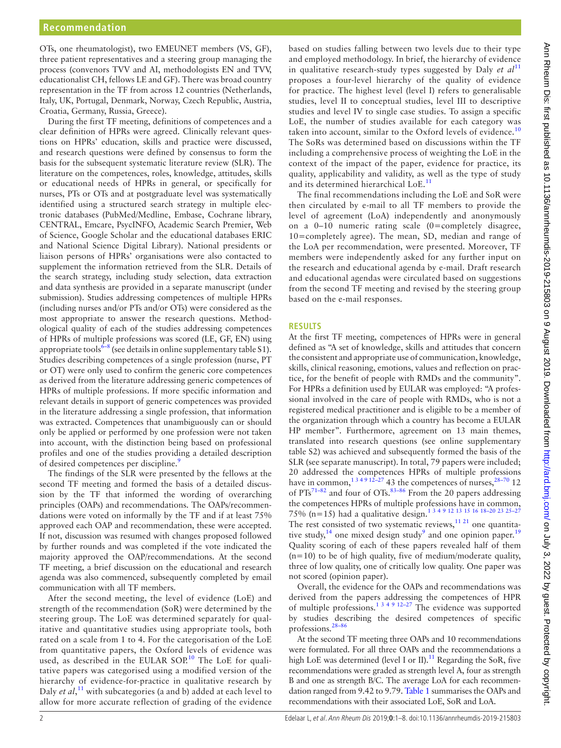OTs, one rheumatologist), two EMEUNET members (VS, GF), three patient representatives and a steering group managing the process (convenors TVV and AI, methodologists EN and TVV, educationalist CH, fellows LE and GF). There was broad country representation in the TF from across 12 countries (Netherlands, Italy, UK, Portugal, Denmark, Norway, Czech Republic, Austria, Croatia, Germany, Russia, Greece).

During the first TF meeting, definitions of competences and a clear definition of HPRs were agreed. Clinically relevant questions on HPRs' education, skills and practice were discussed, and research questions were defined by consensus to form the basis for the subsequent systematic literature review (SLR). The literature on the competences, roles, knowledge, attitudes, skills or educational needs of HPRs in general, or specifically for nurses, PTs or OTs and at postgraduate level was systematically identified using a structured search strategy in multiple electronic databases (PubMed/Medline, Embase, Cochrane library, CENTRAL, Emcare, PsycINFO, Academic Search Premier, Web of Science, Google Scholar and the educational databases ERIC and National Science Digital Library). National presidents or liaison persons of HPRs' organisations were also contacted to supplement the information retrieved from the SLR. Details of the search strategy, including study selection, data extraction and data synthesis are provided in a separate manuscript (under submission). Studies addressing competences of multiple HPRs (including nurses and/or PTs and/or OTs) were considered as the most appropriate to answer the research questions. Methodological quality of each of the studies addressing competences of HPRs of multiple professions was scored (LE, GF, EN) using appropriate tools[6–8] (see details in online supplementary table S1). Studies describing competences of a single profession (nurse, PT or OT) were only used to confirm the generic core competences as derived from the literature addressing generic competences of HPRs of multiple professions. If more specific information and relevant details in support of generic competences was provided in the literature addressing a single profession, that information was extracted. Competences that unambiguously can or should only be applied or performed by one profession were not taken into account, with the distinction being based on professional profiles and one of the studies providing a detailed description of desired competences per discipline.[9]

The findings of the SLR were presented by the fellows at the second TF meeting and formed the basis of a detailed discussion by the TF that informed the wording of overarching principles (OAPs) and recommendations. The OAPs/recommendations were voted on informally by the TF and if at least 75% approved each OAP and recommendation, these were accepted. If not, discussion was resumed with changes proposed followed by further rounds and was completed if the vote indicated the majority approved the OAP/recommendations. At the second TF meeting, a brief discussion on the educational and research agenda was also commenced, subsequently completed by email communication with all TF members.

After the second meeting, the level of evidence (LoE) and strength of the recommendation (SoR) were determined by the steering group. The LoE was determined separately for qualitative and quantitative studies using appropriate tools, both rated on a scale from 1 to 4. For the categorisation of the LoE from quantitative papers, the Oxford levels of evidence was used, as described in the EULAR SOP.[10] The LoE for qualitative papers was categorised using a modified version of the hierarchy of evidence-for-practice in qualitative research by Daly *et al*,[11] with subcategories (a and b) added at each level to allow for more accurate reflection of grading of the evidence based on studies falling between two levels due to their type and employed methodology. In brief, the hierarchy of evidence in qualitative research-study types suggested by Daly *et al*[11] proposes a four-level hierarchy of the quality of evidence for practice. The highest level (level I) refers to generalisable studies, level II to conceptual studies, level III to descriptive studies and level IV to single case studies. To assign a specific LoE, the number of studies available for each category was taken into account, similar to the Oxford levels of evidence.[10] The SoRs was determined based on discussions within the TF including a comprehensive process of weighting the LoE in the context of the impact of the paper, evidence for practice, its quality, applicability and validity, as well as the type of study and its determined hierarchical LoE.[11]

The final recommendations including the LoE and SoR were then circulated by e-mail to all TF members to provide the level of agreement (LoA) independently and anonymously on a 0–10 numeric rating scale (0=completely disagree, 10=completely agree). The mean, SD, median and range of the LoA per recommendation, were presented. Moreover, TF members were independently asked for any further input on the research and educational agenda by e-mail. Draft research and educational agendas were circulated based on suggestions from the second TF meeting and revised by the steering group based on the e-mail responses.

## RESULTS

At the first TF meeting, competences of HPRs were in general defined as "A set of knowledge, skills and attitudes that concern the consistent and appropriate use of communication, knowledge, skills, clinical reasoning, emotions, values and reflection on practice, for the benefit of people with RMDs and the community". For HPRs a definition used by EULAR was employed: "A professional involved in the care of people with RMDs, who is not a registered medical practitioner and is eligible to be a member of the organization through which a country has become a EULAR HP member". Furthermore, agreement on 13 main themes, translated into research questions (see online supplementary table S2) was achieved and subsequently formed the basis of the SLR (see separate manuscript). In total, 79 papers were included; 20 addressed the competences HPRs of multiple professions have in common,[1 3 4 9 12–27] 43 the competences of nurses,[28–70] 12 of PTs[71–82] and four of OTs.[83–86] From the 20 papers addressing the competences HPRs of multiple professions have in common, 75% (n=15) had a qualitative design.[1 3 4 9 12 13 15 16 18–20 23 25–27] The rest consisted of two systematic reviews,[11 21] one quantitative study,[14] one mixed design study[9] and one opinion paper.[19] Quality scoring of each of these papers revealed half of them (n=10) to be of high quality, five of medium/moderate quality, three of low quality, one of critically low quality. One paper was not scored (opinion paper).

Overall, the evidence for the OAPs and recommendations was derived from the papers addressing the competences of HPR of multiple professions.[1 3 4 9 12–27] The evidence was supported by studies describing the desired competences of specific professions.[28–86]

At the second TF meeting three OAPs and 10 recommendations were formulated. For all three OAPs and the recommendations a high LoE was determined (level I or II).[11] Regarding the SoR, five recommendations were graded as strength level A, four as strength B and one as strength B/C. The average LoA for each recommendation ranged from 9.42 to 9.79. Table 1 summarises the OAPs and recommendations with their associated LoE, SoR and LoA.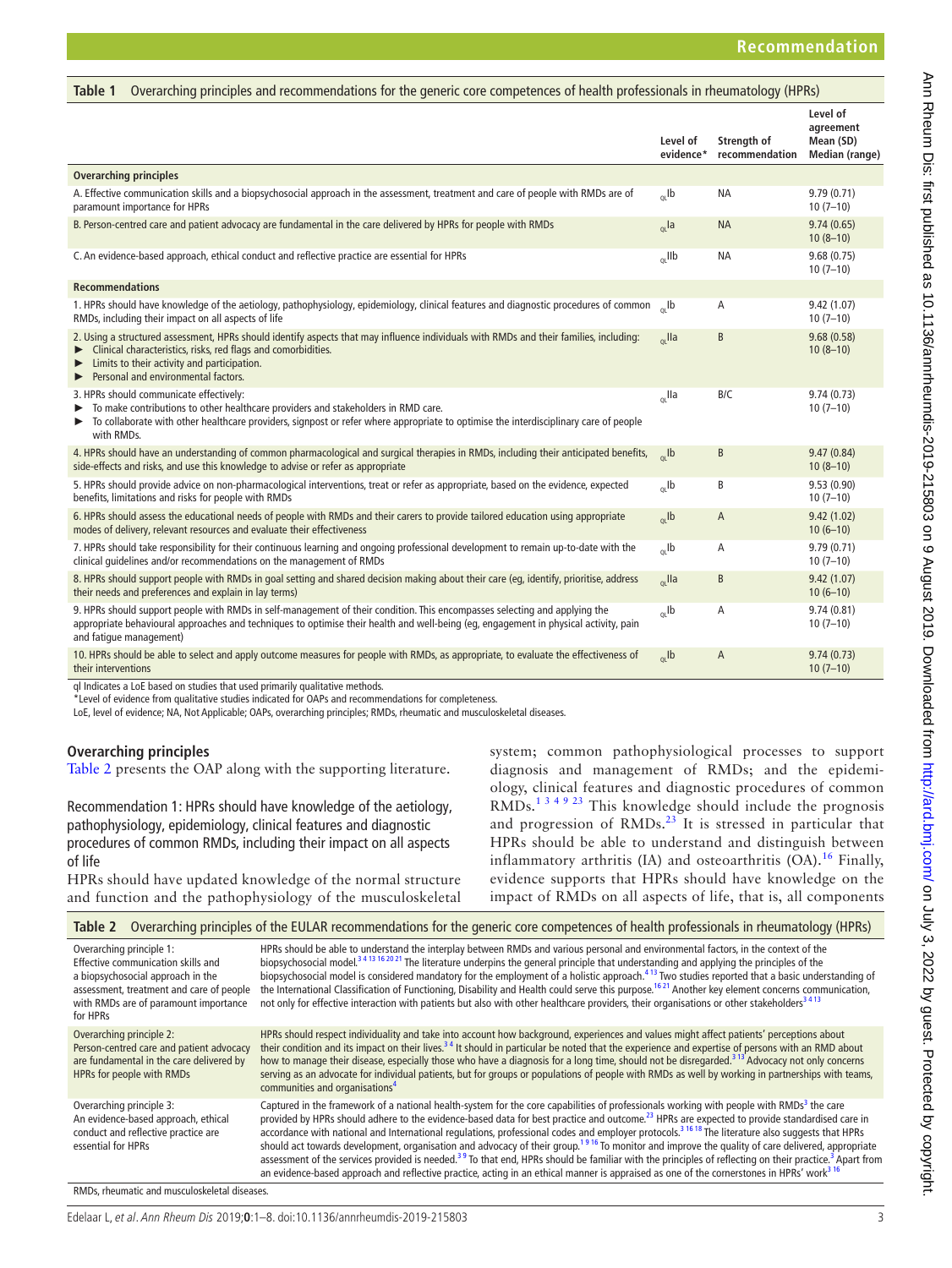**Table 1** Overarching principles and recommendations for the generic core competences of health professionals in rheumatology (HPRs)

| | Level of evidence* | Strength of recommendation | Level of agreement Mean (SD) Median (range) |
|---|---|---|---|
| **Overarching principles** | | | |
| A. Effective communication skills and a biopsychosocial approach in the assessment, treatment and care of people with RMDs are of paramount importance for HPRs | $_{QL}$Ib | NA | 9.79 (0.71) 10 (7–10) |
| B. Person-centred care and patient advocacy are fundamental in the care delivered by HPRs for people with RMDs | $_{QL}$Ia | NA | 9.74 (0.65) 10 (8–10) |
| C. An evidence-based approach, ethical conduct and reflective practice are essential for HPRs | $_{QL}$IIb | NA | 9.68 (0.75) 10 (7–10) |
| **Recommendations** | | | |
| 1. HPRs should have knowledge of the aetiology, pathophysiology, epidemiology, clinical features and diagnostic procedures of common RMDs, including their impact on all aspects of life | $_{QL}$Ib | A | 9.42 (1.07) 10 (7–10) |
| 2. Using a structured assessment, HPRs should identify aspects that may influence individuals with RMDs and their families, including: ► Clinical characteristics, risks, red flags and comorbidities. ► Limits to their activity and participation. ► Personal and environmental factors. | $_{QL}$IIa | B | 9.68 (0.58) 10 (8–10) |
| 3. HPRs should communicate effectively: ► To make contributions to other healthcare providers and stakeholders in RMD care. ► To collaborate with other healthcare providers, signpost or refer where appropriate to optimise the interdisciplinary care of people with RMDs. | $_{QL}$IIa | B/C | 9.74 (0.73) 10 (7–10) |
| 4. HPRs should have an understanding of common pharmacological and surgical therapies in RMDs, including their anticipated benefits, side-effects and risks, and use this knowledge to advise or refer as appropriate | $_{QL}$Ib | B | 9.47 (0.84) 10 (8–10) |
| 5. HPRs should provide advice on non-pharmacological interventions, treat or refer as appropriate, based on the evidence, expected benefits, limitations and risks for people with RMDs | $_{QL}$Ib | B | 9.53 (0.90) 10 (7–10) |
| 6. HPRs should assess the educational needs of people with RMDs and their carers to provide tailored education using appropriate modes of delivery, relevant resources and evaluate their effectiveness | $_{QL}$Ib | A | 9.42 (1.02) 10 (6–10) |
| 7. HPRs should take responsibility for their continuous learning and ongoing professional development to remain up-to-date with the clinical guidelines and/or recommendations on the management of RMDs | $_{QL}$Ib | A | 9.79 (0.71) 10 (7–10) |
| 8. HPRs should support people with RMDs in goal setting and shared decision making about their care (eg, identify, prioritise, address their needs and preferences and explain in lay terms) | $_{QL}$IIa | B | 9.42 (1.07) 10 (6–10) |
| 9. HPRs should support people with RMDs in self-management of their condition. This encompasses selecting and applying the appropriate behavioural approaches and techniques to optimise their health and well-being (eg, engagement in physical activity, pain and fatigue management) | $_{QL}$Ib | A | 9.74 (0.81) 10 (7–10) |
| 10. HPRs should be able to select and apply outcome measures for people with RMDs, as appropriate, to evaluate the effectiveness of their interventions | $_{QL}$Ib | A | 9.74 (0.73) 10 (7–10) |

ql Indicates a LoE based on studies that used primarily qualitative methods.
*Level of evidence from qualitative studies indicated for OAPs and recommendations for completeness.
LoE, level of evidence; NA, Not Applicable; OAPs, overarching principles; RMDs, rheumatic and musculoskeletal diseases.

## Overarching principles

Table 2 presents the OAP along with the supporting literature.

### Recommendation 1: HPRs should have knowledge of the aetiology, pathophysiology, epidemiology, clinical features and diagnostic procedures of common RMDs, including their impact on all aspects of life

HPRs should have updated knowledge of the normal structure and function and the pathophysiology of the musculoskeletal system; common pathophysiological processes to support diagnosis and management of RMDs; and the epidemiology, clinical features and diagnostic procedures of common RMDs.[1 3 4 9 23] This knowledge should include the prognosis and progression of RMDs.[23] It is stressed in particular that HPRs should be able to understand and distinguish between inflammatory arthritis (IA) and osteoarthritis (OA).[16] Finally, evidence supports that HPRs should have knowledge on the impact of RMDs on all aspects of life, that is, all components

**Table 2** Overarching principles of the EULAR recommendations for the generic core competences of health professionals in rheumatology (HPRs)

| | |
|---|---|
| Overarching principle 1: Effective communication skills and a biopsychosocial approach in the assessment, treatment and care of people with RMDs are of paramount importance for HPRs | HPRs should be able to understand the interplay between RMDs and various personal and environmental factors, in the context of the biopsychosocial model.[3 4 13 16 20 21] The literature underpins the general principle that understanding and applying the principles of the biopsychosocial model is considered mandatory for the employment of a holistic approach.[4 13] Two studies reported that a basic understanding of the International Classification of Functioning, Disability and Health could serve this purpose.[16 21] Another key element concerns communication, not only for effective interaction with patients but also with other healthcare providers, their organisations or other stakeholders[3 4 13] |
| Overarching principle 2: Person-centred care and patient advocacy are fundamental in the care delivered by HPRs for people with RMDs | HPRs should respect individuality and take into account how background, experiences and values might affect patients' perceptions about their condition and its impact on their lives.[3 4] It should in particular be noted that the experience and expertise of persons with an RMD about how to manage their disease, especially those who have a diagnosis for a long time, should not be disregarded.[3 13] Advocacy not only concerns serving as an advocate for individual patients, but for groups or populations of people with RMDs as well by working in partnerships with teams, communities and organisations[4] |
| Overarching principle 3: An evidence-based approach, ethical conduct and reflective practice are essential for HPRs | Captured in the framework of a national health-system for the core capabilities of professionals working with people with RMDs[3] the care provided by HPRs should adhere to the evidence-based data for best practice and outcome.[23] HPRs are expected to provide standardised care in accordance with national and International regulations, professional codes and employer protocols.[3 16 18] The literature also suggests that HPRs should act towards development, organisation and advocacy of their group.[1 9 16] To monitor and improve the quality of care delivered, appropriate assessment of the services provided is needed.[3 9] To that end, HPRs should be familiar with the principles of reflecting on their practice.[3] Apart from an evidence-based approach and reflective practice, acting in an ethical manner is appraised as one of the cornerstones in HPRs' work[3 16] |

RMDs, rheumatic and musculoskeletal diseases.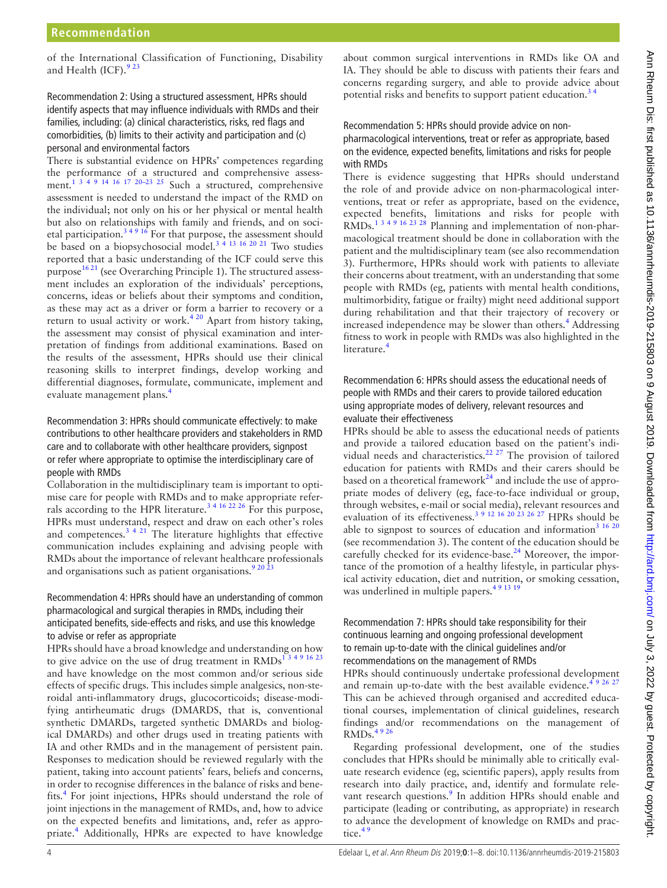of the International Classification of Functioning, Disability and Health (ICF).[9 23]

### Recommendation 2: Using a structured assessment, HPRs should identify aspects that may influence individuals with RMDs and their families, including: (a) clinical characteristics, risks, red flags and comorbidities, (b) limits to their activity and participation and (c) personal and environmental factors

There is substantial evidence on HPRs' competences regarding the performance of a structured and comprehensive assessment.[1 3 4 9 14 16 17 20–23 25] Such a structured, comprehensive assessment is needed to understand the impact of the RMD on the individual; not only on his or her physical or mental health but also on relationships with family and friends, and on societal participation.[3 4 9 16] For that purpose, the assessment should be based on a biopsychosocial model.[3 4 13 16 20 21] Two studies reported that a basic understanding of the ICF could serve this purpose[16 21] (see Overarching Principle 1). The structured assessment includes an exploration of the individuals' perceptions, concerns, ideas or beliefs about their symptoms and condition, as these may act as a driver or form a barrier to recovery or a return to usual activity or work.[4 20] Apart from history taking, the assessment may consist of physical examination and interpretation of findings from additional examinations. Based on the results of the assessment, HPRs should use their clinical reasoning skills to interpret findings, develop working and differential diagnoses, formulate, communicate, implement and evaluate management plans.[4]

### Recommendation 3: HPRs should communicate effectively: to make contributions to other healthcare providers and stakeholders in RMD care and to collaborate with other healthcare providers, signpost or refer where appropriate to optimise the interdisciplinary care of people with RMDs

Collaboration in the multidisciplinary team is important to optimise care for people with RMDs and to make appropriate referrals according to the HPR literature.[3 4 16 22 26] For this purpose, HPRs must understand, respect and draw on each other's roles and competences.[3 4 21] The literature highlights that effective communication includes explaining and advising people with RMDs about the importance of relevant healthcare professionals and organisations such as patient organisations.[9 20 23]

### Recommendation 4: HPRs should have an understanding of common pharmacological and surgical therapies in RMDs, including their anticipated benefits, side-effects and risks, and use this knowledge to advise or refer as appropriate

HPRs should have a broad knowledge and understanding on how to give advice on the use of drug treatment in RMDs[1 3 4 9 16 23] and have knowledge on the most common and/or serious side effects of specific drugs. This includes simple analgesics, non-steroidal anti-inflammatory drugs, glucocorticoids; disease-modifying antirheumatic drugs (DMARDS, that is, conventional synthetic DMARDs, targeted synthetic DMARDs and biological DMARDs) and other drugs used in treating patients with IA and other RMDs and in the management of persistent pain. Responses to medication should be reviewed regularly with the patient, taking into account patients' fears, beliefs and concerns, in order to recognise differences in the balance of risks and benefits.[4] For joint injections, HPRs should understand the role of joint injections in the management of RMDs, and, how to advice on the expected benefits and limitations, and, refer as appropriate.[4] Additionally, HPRs are expected to have knowledge about common surgical interventions in RMDs like OA and IA. They should be able to discuss with patients their fears and concerns regarding surgery, and able to provide advice about potential risks and benefits to support patient education.[3 4]

### Recommendation 5: HPRs should provide advice on non-pharmacological interventions, treat or refer as appropriate, based on the evidence, expected benefits, limitations and risks for people with RMDs

There is evidence suggesting that HPRs should understand the role of and provide advice on non-pharmacological interventions, treat or refer as appropriate, based on the evidence, expected benefits, limitations and risks for people with RMDs.[1 3 4 9 16 23 28] Planning and implementation of non-pharmacological treatment should be done in collaboration with the patient and the multidisciplinary team (see also recommendation 3). Furthermore, HPRs should work with patients to alleviate their concerns about treatment, with an understanding that some people with RMDs (eg, patients with mental health conditions, multimorbidity, fatigue or frailty) might need additional support during rehabilitation and that their trajectory of recovery or increased independence may be slower than others.[4] Addressing fitness to work in people with RMDs was also highlighted in the literature.[4]

### Recommendation 6: HPRs should assess the educational needs of people with RMDs and their carers to provide tailored education using appropriate modes of delivery, relevant resources and evaluate their effectiveness

HPRs should be able to assess the educational needs of patients and provide a tailored education based on the patient's individual needs and characteristics.[22 27] The provision of tailored education for patients with RMDs and their carers should be based on a theoretical framework[24] and include the use of appropriate modes of delivery (eg, face-to-face individual or group, through websites, e-mail or social media), relevant resources and evaluation of its effectiveness.[3 9 12 16 20 23 26 27] HPRs should be able to signpost to sources of education and information[3 16 20] (see recommendation 3). The content of the education should be carefully checked for its evidence-base.[24] Moreover, the importance of the promotion of a healthy lifestyle, in particular physical activity education, diet and nutrition, or smoking cessation, was underlined in multiple papers.[4 9 13 19]

### Recommendation 7: HPRs should take responsibility for their continuous learning and ongoing professional development to remain up-to-date with the clinical guidelines and/or recommendations on the management of RMDs

HPRs should continuously undertake professional development and remain up-to-date with the best available evidence.[4 9 26 27] This can be achieved through organised and accredited educational courses, implementation of clinical guidelines, research findings and/or recommendations on the management of RMDs.[4 9 26]

Regarding professional development, one of the studies concludes that HPRs should be minimally able to critically evaluate research evidence (eg, scientific papers), apply results from research into daily practice, and, identify and formulate relevant research questions.[9] In addition HPRs should enable and participate (leading or contributing, as appropriate) in research to advance the development of knowledge on RMDs and practice.[4 9]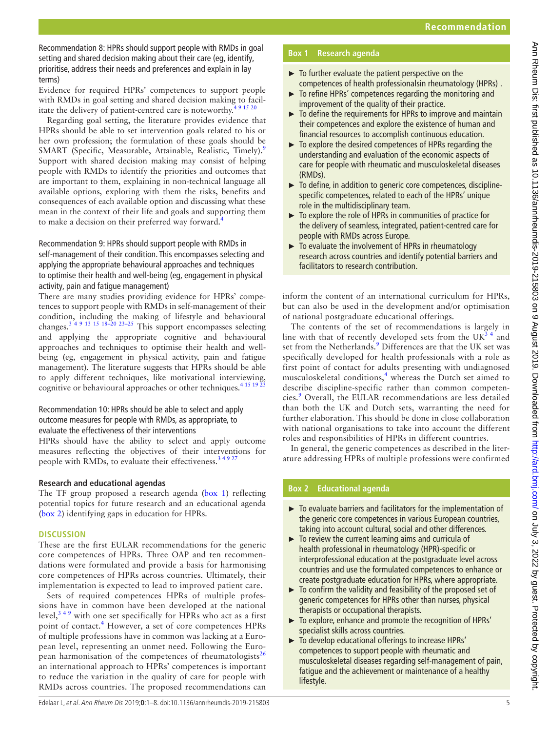Recommendation 8: HPRs should support people with RMDs in goal setting and shared decision making about their care (eg, identify, prioritise, address their needs and preferences and explain in lay terms)

Evidence for required HPRs' competences to support people with RMDs in goal setting and shared decision making to facilitate the delivery of patient-centred care is noteworthy.[4 9 15 20]

Regarding goal setting, the literature provides evidence that HPRs should be able to set intervention goals related to his or her own profession; the formulation of these goals should be SMART (Specific, Measurable, Attainable, Realistic, Timely).[9] Support with shared decision making may consist of helping people with RMDs to identify the priorities and outcomes that are important to them, explaining in non-technical language all available options, exploring with them the risks, benefits and consequences of each available option and discussing what these mean in the context of their life and goals and supporting them to make a decision on their preferred way forward.[4]

Recommendation 9: HPRs should support people with RMDs in self-management of their condition. This encompasses selecting and applying the appropriate behavioural approaches and techniques to optimise their health and well-being (eg, engagement in physical activity, pain and fatigue management)

There are many studies providing evidence for HPRs' competences to support people with RMDs in self-management of their condition, including the making of lifestyle and behavioural changes.[3 4 9 13 15 18–20 23–25] This support encompasses selecting and applying the appropriate cognitive and behavioural approaches and techniques to optimise their health and well-being (eg, engagement in physical activity, pain and fatigue management). The literature suggests that HPRs should be able to apply different techniques, like motivational interviewing, cognitive or behavioural approaches or other techniques.[4 15 19 23]

Recommendation 10: HPRs should be able to select and apply outcome measures for people with RMDs, as appropriate, to evaluate the effectiveness of their interventions

HPRs should have the ability to select and apply outcome measures reflecting the objectives of their interventions for people with RMDs, to evaluate their effectiveness.[3 4 9 27]

### Research and educational agendas

The TF group proposed a research agenda (box 1) reflecting potential topics for future research and an educational agenda (box 2) identifying gaps in education for HPRs.

## DISCUSSION

These are the first EULAR recommendations for the generic core competences of HPRs. Three OAP and ten recommendations were formulated and provide a basis for harmonising core competences of HPRs across countries. Ultimately, their implementation is expected to lead to improved patient care.

Sets of required competences HPRs of multiple professions have in common have been developed at the national level,[3 4 9] with one set specifically for HPRs who act as a first point of contact.[4] However, a set of core competences HPRs of multiple professions have in common was lacking at a European level, representing an unmet need. Following the European harmonisation of the competences of rheumatologists[26] an international approach to HPRs' competences is important to reduce the variation in the quality of care for people with RMDs across countries. The proposed recommendations can inform the content of an international curriculum for HPRs, but can also be used in the development and/or optimisation of national postgraduate educational offerings.

The contents of the set of recommendations is largely in line with that of recently developed sets from the UK[3 4] and set from the Netherlands.[9] Differences are that the UK set was specifically developed for health professionals with a role as first point of contact for adults presenting with undiagnosed musculoskeletal conditions,[4] whereas the Dutch set aimed to describe discipline-specific rather than common competencies.[9] Overall, the EULAR recommendations are less detailed than both the UK and Dutch sets, warranting the need for further elaboration. This should be done in close collaboration with national organisations to take into account the different roles and responsibilities of HPRs in different countries.

In general, the generic competences as described in the literature addressing HPRs of multiple professions were confirmed

**Box 1 Research agenda**

- To further evaluate the patient perspective on the competences of health professionalsin rheumatology (HPRs) .
- To refine HPRs' competences regarding the monitoring and improvement of the quality of their practice.
- To define the requirements for HPRs to improve and maintain their competences and explore the existence of human and financial resources to accomplish continuous education.
- To explore the desired competences of HPRs regarding the understanding and evaluation of the economic aspects of care for people with rheumatic and musculoskeletal diseases (RMDs).
- To define, in addition to generic core competences, discipline-specific competences, related to each of the HPRs' unique role in the multidisciplinary team.
- To explore the role of HPRs in communities of practice for the delivery of seamless, integrated, patient-centred care for people with RMDs across Europe.
- To evaluate the involvement of HPRs in rheumatology research across countries and identify potential barriers and facilitators to research contribution.

**Box 2 Educational agenda**

- To evaluate barriers and facilitators for the implementation of the generic core competences in various European countries, taking into account cultural, social and other differences.
- To review the current learning aims and curricula of health professional in rheumatology (HPR)-specific or interprofessional education at the postgraduate level across countries and use the formulated competences to enhance or create postgraduate education for HPRs, where appropriate.
- To confirm the validity and feasibility of the proposed set of generic competences for HPRs other than nurses, physical therapists or occupational therapists.
- To explore, enhance and promote the recognition of HPRs' specialist skills across countries.
- To develop educational offerings to increase HPRs' competences to support people with rheumatic and musculoskeletal diseases regarding self-management of pain, fatigue and the achievement or maintenance of a healthy lifestyle.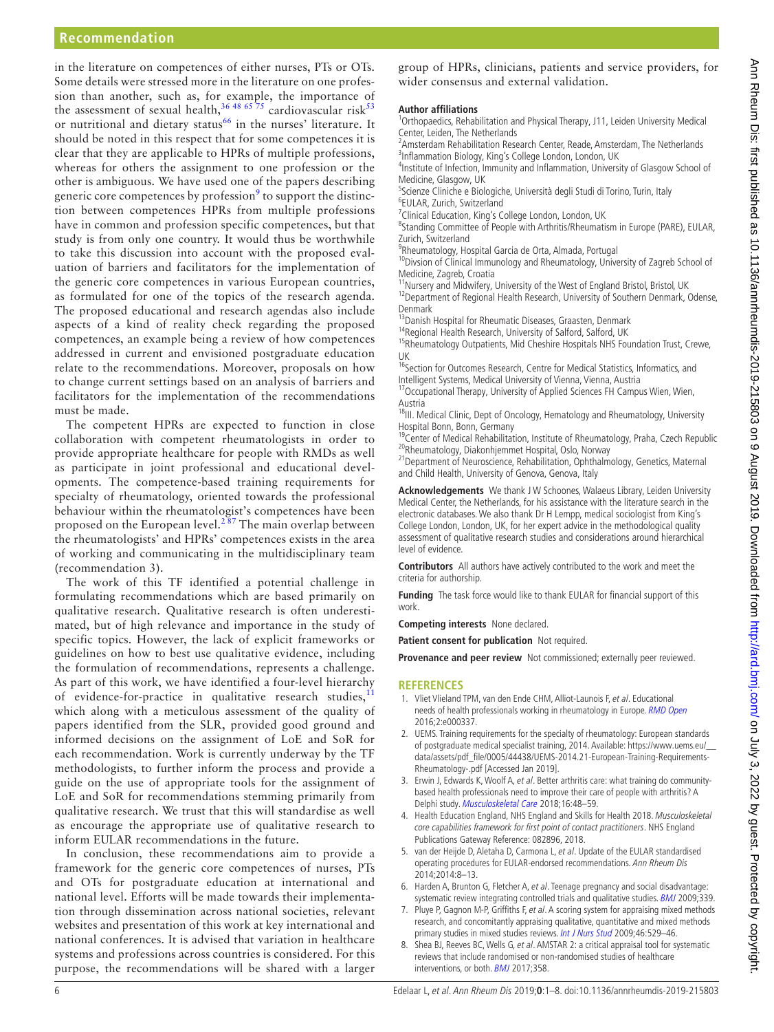in the literature on competences of either nurses, PTs or OTs. Some details were stressed more in the literature on one profession than another, such as, for example, the importance of the assessment of sexual health,[36 48 65 75] cardiovascular risk[53] or nutritional and dietary status[66] in the nurses' literature. It should be noted in this respect that for some competences it is clear that they are applicable to HPRs of multiple professions, whereas for others the assignment to one profession or the other is ambiguous. We have used one of the papers describing generic core competences by profession[9] to support the distinction between competences HPRs from multiple professions have in common and profession specific competences, but that study is from only one country. It would thus be worthwhile to take this discussion into account with the proposed evaluation of barriers and facilitators for the implementation of the generic core competences in various European countries, as formulated for one of the topics of the research agenda. The proposed educational and research agendas also include aspects of a kind of reality check regarding the proposed competences, an example being a review of how competences addressed in current and envisioned postgraduate education relate to the recommendations. Moreover, proposals on how to change current settings based on an analysis of barriers and facilitators for the implementation of the recommendations must be made.

The competent HPRs are expected to function in close collaboration with competent rheumatologists in order to provide appropriate healthcare for people with RMDs as well as participate in joint professional and educational developments. The competence-based training requirements for specialty of rheumatology, oriented towards the professional behaviour within the rheumatologist's competences have been proposed on the European level.[2 87] The main overlap between the rheumatologists' and HPRs' competences exists in the area of working and communicating in the multidisciplinary team (recommendation 3).

The work of this TF identified a potential challenge in formulating recommendations which are based primarily on qualitative research. Qualitative research is often underestimated, but of high relevance and importance in the study of specific topics. However, the lack of explicit frameworks or guidelines on how to best use qualitative evidence, including the formulation of recommendations, represents a challenge. As part of this work, we have identified a four-level hierarchy of evidence-for-practice in qualitative research studies,[11] which along with a meticulous assessment of the quality of papers identified from the SLR, provided good ground and informed decisions on the assignment of LoE and SoR for each recommendation. Work is currently underway by the TF methodologists, to further inform the process and provide a guide on the use of appropriate tools for the assignment of LoE and SoR for recommendations stemming primarily from qualitative research. We trust that this will standardise as well as encourage the appropriate use of qualitative research to inform EULAR recommendations in the future.

In conclusion, these recommendations aim to provide a framework for the generic core competences of nurses, PTs and OTs for postgraduate education at international and national level. Efforts will be made towards their implementation through dissemination across national societies, relevant websites and presentation of this work at key international and national conferences. It is advised that variation in healthcare systems and professions across countries is considered. For this purpose, the recommendations will be shared with a larger group of HPRs, clinicians, patients and service providers, for wider consensus and external validation.

**Author affiliations**

[1]Orthopaedics, Rehabilitation and Physical Therapy, J11, Leiden University Medical Center, Leiden, The Netherlands
[2]Amsterdam Rehabilitation Research Center, Reade, Amsterdam, The Netherlands
[3]Inflammation Biology, King's College London, London, UK
[4]Institute of Infection, Immunity and Inflammation, University of Glasgow School of Medicine, Glasgow, UK
[5]Scienze Cliniche e Biologiche, Università degli Studi di Torino, Turin, Italy
[6]EULAR, Zurich, Switzerland
[7]Clinical Education, King's College London, London, UK
[8]Standing Committee of People with Arthritis/Rheumatism in Europe (PARE), EULAR, Zurich, Switzerland
[9]Rheumatology, Hospital Garcia de Orta, Almada, Portugal
[10]Divsion of Clinical Immunology and Rheumatology, University of Zagreb School of Medicine, Zagreb, Croatia
[11]Nursery and Midwifery, University of the West of England Bristol, Bristol, UK
[12]Department of Regional Health Research, University of Southern Denmark, Odense, Denmark
[13]Danish Hospital for Rheumatic Diseases, Graasten, Denmark
[14]Regional Health Research, University of Salford, Salford, UK
[15]Rheumatology Outpatients, Mid Cheshire Hospitals NHS Foundation Trust, Crewe, UK
[16]Section for Outcomes Research, Centre for Medical Statistics, Informatics, and Intelligent Systems, Medical University of Vienna, Vienna, Austria
[17]Occupational Therapy, University of Applied Sciences FH Campus Wien, Wien, Austria
[18]III. Medical Clinic, Dept of Oncology, Hematology and Rheumatology, University Hospital Bonn, Bonn, Germany
[19]Center of Medical Rehabilitation, Institute of Rheumatology, Praha, Czech Republic
[20]Rheumatology, Diakonhjemmet Hospital, Oslo, Norway
[21]Department of Neuroscience, Rehabilitation, Ophthalmology, Genetics, Maternal and Child Health, University of Genova, Genova, Italy

**Acknowledgements** We thank J W Schoones, Walaeus Library, Leiden University Medical Center, the Netherlands, for his assistance with the literature search in the electronic databases. We also thank Dr H Lempp, medical sociologist from King's College London, UK, for her expert advice in the methodological quality assessment of qualitative research studies and considerations around hierarchical level of evidence.

**Contributors** All authors have actively contributed to the work and meet the criteria for authorship.

**Funding** The task force would like to thank EULAR for financial support of this work.

**Competing interests** None declared.

**Patient consent for publication** Not required.

**Provenance and peer review** Not commissioned; externally peer reviewed.

## REFERENCES

1. Vliet Vlieland TPM, van den Ende CHM, Alliot-Launois F, *et al*. Educational needs of health professionals working in rheumatology in Europe. *RMD Open* 2016;2:e000337.
2. UEMS. Training requirements for the specialty of rheumatology: European standards of postgraduate medical specialist training, 2014. Available: https://www.uems.eu/__data/assets/pdf_file/0005/44438/UEMS-2014.21-European-Training-Requirements-Rheumatology-.pdf [Accessed Jan 2019].
3. Erwin J, Edwards K, Woolf A, *et al*. Better arthritis care: what training do community-based health professionals need to improve their care of people with arthritis? A Delphi study. *Musculoskeletal Care* 2018;16:48–59.
4. Health Education England, NHS England and Skills for Health 2018. *Musculoskeletal core capabilities framework for first point of contact practitioners*. NHS England Publications Gateway Reference: 082896, 2018.
5. van der Heijde D, Aletaha D, Carmona L, *et al*. Update of the EULAR standardised operating procedures for EULAR-endorsed recommendations. *Ann Rheum Dis* 2014;2014:8–13.
6. Harden A, Brunton G, Fletcher A, *et al*. Teenage pregnancy and social disadvantage: systematic review integrating controlled trials and qualitative studies. *BMJ* 2009;339.
7. Pluye P, Gagnon M-P, Griffiths F, *et al*. A scoring system for appraising mixed methods research, and concomitantly appraising qualitative, quantitative and mixed methods primary studies in mixed studies reviews. *Int J Nurs Stud* 2009;46:529–46.
8. Shea BJ, Reeves BC, Wells G, *et al*. AMSTAR 2: a critical appraisal tool for systematic reviews that include randomised or non-randomised studies of healthcare interventions, or both. *BMJ* 2017;358.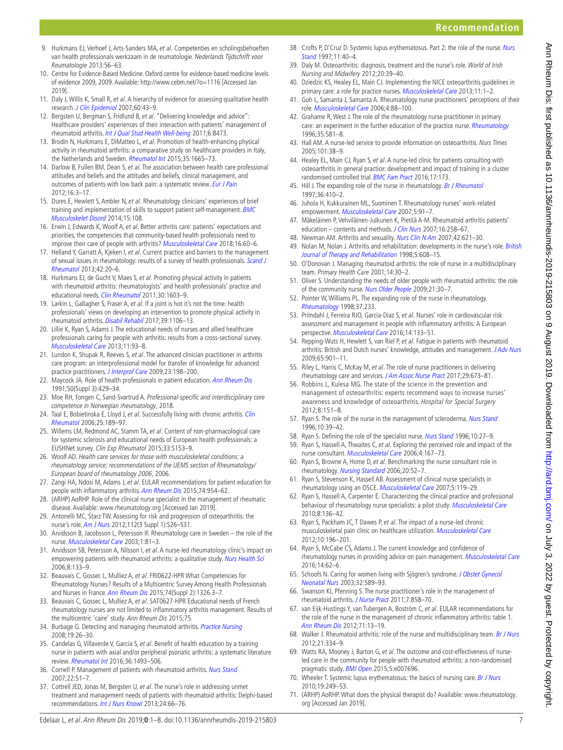9. Hurkmans EJ, Verhoef J, Arts-Sanders MA, *et al*. Competenties en scholingsbehoeften van health professionals werkzaam in de reumatologie. *Nederlands Tijdschrift voor Reumatologie* 2013:56–63.
10. Centre for Evidence-Based Medicine. Oxford centre for evidence-based medicine levels of evidence 2009, 2009. Available: http://www.cebm.net/?o=1116 [Accessed Jan 2019].
11. Daly J, Willis K, Small R, *et al*. A hierarchy of evidence for assessing qualitative health research. *J Clin Epidemiol* 2007;60:43–9.
12. Bergsten U, Bergman S, Fridlund B, *et al*. "Delivering knowledge and advice": Healthcare providers' experiences of their interaction with patients' management of rheumatoid arthritis. *Int J Qual Stud Health Well-being* 2011;6:8473.
13. Brodin N, Hurkmans E, DiMatteo L, *et al*. Promotion of health-enhancing physical activity in rheumatoid arthritis: a comparative study on healthcare providers in Italy, the Netherlands and Sweden. *Rheumatol Int* 2015;35:1665–73.
14. Darlow B, Fullen BM, Dean S, *et al*. The association between health care professional attitudes and beliefs and the attitudes and beliefs, clinical management, and outcomes of patients with low back pain: a systematic review. *Eur J Pain* 2012;16:3–17.
15. Dures E, Hewlett S, Ambler N, *et al*. Rheumatology clinicians' experiences of brief training and implementation of skills to support patient self-management. *BMC Musculoskelet Disord* 2014;15:108.
16. Erwin J, Edwards K, Woolf A, *et al*. Better arthritis care: patients' expectations and priorities, the competencies that community-based health professionals need to improve their care of people with arthritis? *Musculoskeletal Care* 2018;16:60–6.
17. Helland Y, Garratt A, Kjeken I, *et al*. Current practice and barriers to the management of sexual issues in rheumatology: results of a survey of health professionals. *Scand J Rheumatol* 2013;42:20–6.
18. Hurkmans EJ, de Gucht V, Maes S, *et al*. Promoting physical activity in patients with rheumatoid arthritis: rheumatologists' and health professionals' practice and educational needs. *Clin Rheumatol* 2011;30:1603–9.
19. Larkin L, Gallagher S, Fraser A, *et al*. If a joint is hot it's not the time: health professionals' views on developing an intervention to promote physical activity in rheumatoid arthritis. *Disabil Rehabil* 2017;39:1106–13.
20. Lillie K, Ryan S, Adams J. The educational needs of nurses and allied healthcare professionals caring for people with arthritis: results from a cross-sectional survey. *Musculoskeletal Care* 2013;11:93–8.
21. Lundon K, Shupak R, Reeves S, *et al*. The advanced clinician practitioner in arthritis care program: an interprofessional model for transfer of knowledge for advanced practice practitioners. *J Interprof Care* 2009;23:198–200.
22. Maycock JA. Role of health professionals in patient education. *Ann Rheum Dis* 1991;50(Suppl 3):429–34.
23. Moe RH, Fongen C, Sand-Svartrud A. *Professional-specific and interdisciplinary core competence in Norwegian rheumatology*, 2018.
24. Taal E, Bobietinska E, Lloyd J, *et al*. Successfully living with chronic arthritis. *Clin Rheumatol* 2006;25:189–97.
25. Willems LM, Redmond AC, Stamm TA, *et al*. Content of non-pharmacological care for systemic sclerosis and educational needs of European health professionals: a EUSHNet survey. *Clin Exp Rheumatol* 2015;33:S153–9.
26. Woolf AD. *Health care services for those with musculoskeletal conditions: a rheumatology service; recommendations of the UEMS section of Rheumatology/ European board of rheumatology 2006*, 2006.
27. Zangi HA, Ndosi M, Adams J, *et al*. EULAR recommendations for patient education for people with inflammatory arthritis. *Ann Rheum Dis* 2015;74:954–62.
28. (ARHP) AoRHP. Role of the clinical nurse specialist in the management of rheumatic disease. Available: www.rheumatology.org [Accessed Jan 2019].
29. Antonelli MC, Starz TW. Assessing for risk and progression of osteoarthritis: the nurse's role. *Am J Nurs* 2012;112(3 Suppl 1):S26–S31.
30. Arvidsson B, Jacobsson L, Petersson IF. Rheumatology care in Sweden – the role of the nurse. *Musculoskeletal Care* 2003;1:81–3.
31. Arvidsson SB, Petersson A, Nilsson I, *et al*. A nurse-led rheumatology clinic's impact on empowering patients with rheumatoid arthritis: a qualitative study. *Nurs Health Sci* 2006;8:133–9.
32. Beauvais C, Gossec L, Mulliez A, *et al*. FRI0622-HPR What Competencies for Rheumatology Nurses? Results of a Multicentric Survey Among Health Professionals and Nurses in France. *Ann Rheum Dis* 2015;74(Suppl 2):1326.3–7.
33. Beauvais C, Gossec L, Mulliez A, *et al*. SAT0627-HPR Educational needs of French rheumatology nurses are not limited to inflammatory arthritis management. Results of the multicentric 'caire' study. *Ann Rheum Dis* 2015;75.
34. Burbage G. Detecting and managing rheumatoid arthritis. *Practice Nursing* 2008;19:26–30.
35. Candelas G, Villaverde V, García S, *et al*. Benefit of health education by a training nurse in patients with axial and/or peripheral psoriatic arthritis: a systematic literature review. *Rheumatol Int* 2016;36:1493–506.
36. Cornell P. Management of patients with rheumatoid arthritis. *Nurs Stand* 2007;22:51–7.
37. Cottrell JED, Jonas M, Bergsten U, *et al*. The nurse's role in addressing unmet treatment and management needs of patients with rheumatoid arthritis: Delphi-based recommendations. *Int J Nurs Knowl* 2013;24:66–76.
38. Crofts P, D'Cruz D. Systemic lupus erythematosus. Part 2: the role of the nurse. *Nurs Stand* 1997;11:40–4.
39. Daly M. Osteoarthritis: diagnosis, treatment and the nurse's role. *World of Irish Nursing and Midwifery* 2012;20:39–40.
40. Dziedzic KS, Healey EL, Main CJ. Implementing the NICE osteoarthritis guidelines in primary care: a role for practice nurses. *Musculoskeletal Care* 2013;11:1–2.
41. Goh L, Samanta J, Samanta A. Rheumatology nurse practitioners' perceptions of their role. *Musculoskeletal Care* 2006;4:88–100.
42. Grahame R, West J. The role of the rheumatology nurse practitioner in primary care: an experiment in the further education of the practice nurse. *Rheumatology* 1996;35:581–8.
43. Hall AM. A nurse-led service to provide information on osteoarthritis. *Nurs Times* 2005;101:38–9.
44. Healey EL, Main CJ, Ryan S, *et al*. A nurse-led clinic for patients consulting with osteoarthritis in general practice: development and impact of training in a cluster randomised controlled trial. *BMC Fam Pract* 2016;17:173.
45. Hill J. The expanding role of the nurse in rheumatology. *Br J Rheumatol* 1997;36:410–2.
46. Juhola H, Kukkurainen ML, Suominen T. Rheumatology nurses' work-related empowerment. *Musculoskeletal Care* 2007;5:91–7.
47. Mäkeläinen P, Vehviläinen-Julkunen K, Pietilä A-M. Rheumatoid arthritis patients' education – contents and methods. *J Clin Nurs* 2007;16:258–67.
48. Newman AM. Arthritis and sexuality. *Nurs Clin N Am* 2007;42:621–30.
49. Nolan M, Nolan J. Arthritis and rehabilitation: developments in the nurse's role. *British Journal of Therapy and Rehabilitation* 1998;5:608–15.
50. O'Donovan J. Managing rheumatoid arthritis: the role of nurse in a multidisciplinary team. *Primary Health Care* 2001;14:30–2.
51. Oliver S. Understanding the needs of older people with rheumatoid arthritis: the role of the community nurse. *Nurs Older People* 2009;21:30–7.
52. Pointer W, Williams PL. The expanding role of the nurse in rheumatology. *Rheumatology* 1998;37:233.
53. Primdahl J, Ferreira RJO, Garcia-Diaz S, *et al*. Nurses' role in cardiovascular risk assessment and management in people with inflammatory arthritis: A European perspective. *Musculoskeletal Care* 2016;14:133–51.
54. Repping-Wuts H, Hewlett S, van Riel P, *et al*. Fatigue in patients with rheumatoid arthritis: British and Dutch nurses' knowledge, attitudes and management. *J Adv Nurs* 2009;65:901–11.
55. Riley L, Harris C, McKay M, *et al*. The role of nurse practitioners in delivering rheumatology care and services. *J Am Assoc Nurse Pract* 2017;29:673–81.
56. Robbins L, Kulesa MG. The state of the science in the prevention and management of osteoarthritis: experts recommend ways to increase nurses' awareness and knowledge of osteoarthritis. *Hospital for Special Surgery* 2012;8:151–8.
57. Ryan S. The role of the nurse in the management of scleroderma. *Nurs Stand* 1996;10:39–42.
58. Ryan S. Defining the role of the specialist nurse. *Nurs Stand* 1996;10:27–9.
59. Ryan S, Hassell A, Thwaites C, *et al*. Exploring the perceived role and impact of the nurse consultant. *Musculoskeletal Care* 2006;4:167–73.
60. Ryan S, Browne A, Home D, *et al*. Benchmarking the nurse consultant role in rheumatology. *Nursing Standard* 2006;20:52–7.
61. Ryan S, Stevenson K, Hassell AB. Assessment of clinical nurse specialists in rheumatology using an OSCE. *Musculoskeletal Care* 2007;5:119–29.
62. Ryan S, Hassell A, Carpenter E. Characterizing the clinical practice and professional behaviour of rheumatology nurse specialists: a pilot study. *Musculoskeletal Care* 2010;8:136–42.
63. Ryan S, Packham JC, T Dawes P, *et al*. The impact of a nurse-led chronic musculoskeletal pain clinic on healthcare utilization. *Musculoskeletal Care* 2012;10:196–201.
64. Ryan S, McCabe CS, Adams J. The current knowledge and confidence of rheumatology nurses in providing advice on pain management. *Musculoskeletal Care* 2016;14:62–6.
65. Schoofs N. Caring for women living with Sjögren's syndrome. *J Obstet Gynecol Neonatal Nurs* 2003;32:589–93.
66. Swanson KI, Pfenning S. The nurse practitioner's role in the management of rheumatoid arthritis. *J Nurse Pract* 2011;7:858–70.
67. van Eijk-Hustings Y, van Tubergen A, Boström C, *et al*. EULAR recommendations for the role of the nurse in the management of chronic inflammatory arthritis: table 1. *Ann Rheum Dis* 2012;71:13–19.
68. Walker J. Rheumatoid arthritis: role of the nurse and multidisciplinary team. *Br J Nurs* 2012;21:334–9.
69. Watts RA, Mooney J, Barton G, *et al*. The outcome and cost-effectiveness of nurse-led care in the community for people with rheumatoid arthritis: a non-randomised pragmatic study. *BMJ Open* 2015;5:e007696.
70. Wheeler T. Systemic lupus erythematosus: the basics of nursing care. *Br J Nurs* 2010;19:249–53.
71. (ARHP) AoRHP. What does the physical therapist do? Available: www.rheumatology.org [Accessed Jan 2019].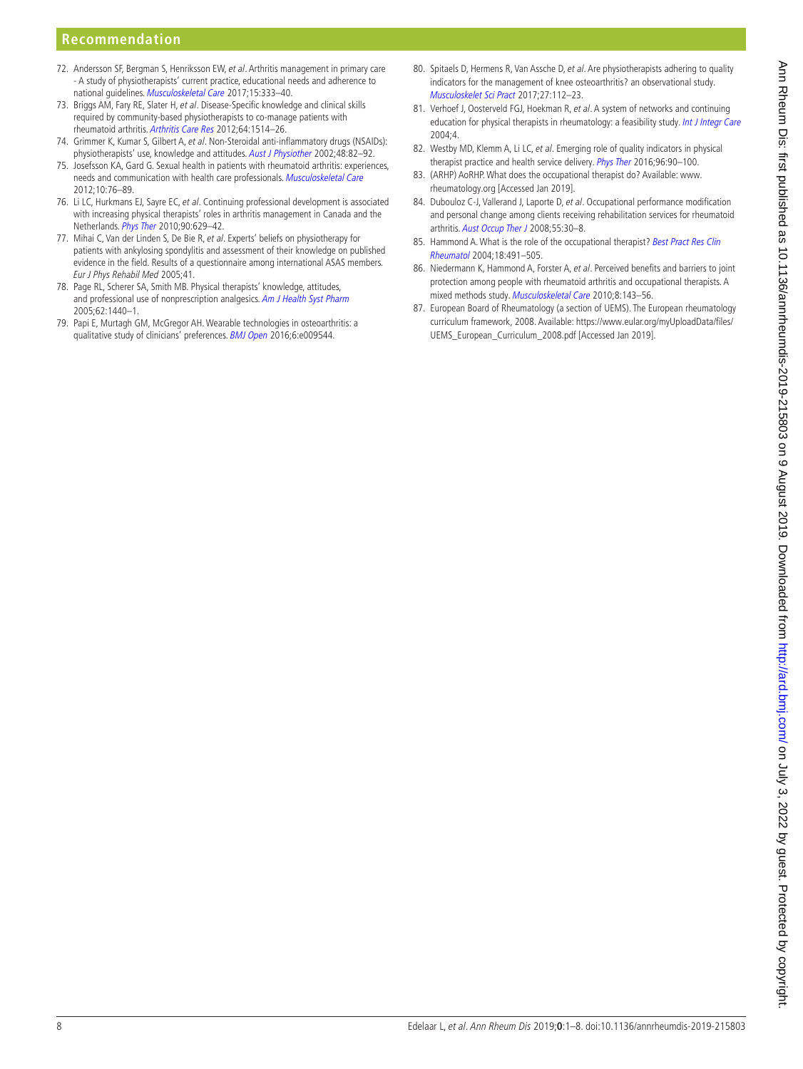72. Andersson SF, Bergman S, Henriksson EW, *et al*. Arthritis management in primary care - A study of physiotherapists' current practice, educational needs and adherence to national guidelines. *Musculoskeletal Care* 2017;15:333–40.
73. Briggs AM, Fary RE, Slater H, *et al*. Disease-Specific knowledge and clinical skills required by community-based physiotherapists to co-manage patients with rheumatoid arthritis. *Arthritis Care Res* 2012;64:1514–26.
74. Grimmer K, Kumar S, Gilbert A, *et al*. Non-Steroidal anti-inflammatory drugs (NSAIDs): physiotherapists' use, knowledge and attitudes. *Aust J Physiother* 2002;48:82–92.
75. Josefsson KA, Gard G. Sexual health in patients with rheumatoid arthritis: experiences, needs and communication with health care professionals. *Musculoskeletal Care* 2012;10:76–89.
76. Li LC, Hurkmans EJ, Sayre EC, *et al*. Continuing professional development is associated with increasing physical therapists' roles in arthritis management in Canada and the Netherlands. *Phys Ther* 2010;90:629–42.
77. Mihai C, Van der Linden S, De Bie R, *et al*. Experts' beliefs on physiotherapy for patients with ankylosing spondylitis and assessment of their knowledge on published evidence in the field. Results of a questionnaire among international ASAS members. *Eur J Phys Rehabil Med* 2005;41.
78. Page RL, Scherer SA, Smith MB. Physical therapists' knowledge, attitudes, and professional use of nonprescription analgesics. *Am J Health Syst Pharm* 2005;62:1440–1.
79. Papi E, Murtagh GM, McGregor AH. Wearable technologies in osteoarthritis: a qualitative study of clinicians' preferences. *BMJ Open* 2016;6:e009544.
80. Spitaels D, Hermens R, Van Assche D, *et al*. Are physiotherapists adhering to quality indicators for the management of knee osteoarthritis? an observational study. *Musculoskelet Sci Pract* 2017;27:112–23.
81. Verhoef J, Oosterveld FGJ, Hoekman R, *et al*. A system of networks and continuing education for physical therapists in rheumatology: a feasibility study. *Int J Integr Care* 2004;4.
82. Westby MD, Klemm A, Li LC, *et al*. Emerging role of quality indicators in physical therapist practice and health service delivery. *Phys Ther* 2016;96:90–100.
83. (ARHP) AoRHP. What does the occupational therapist do? Available: www.rheumatology.org [Accessed Jan 2019].
84. Dubouloz C-J, Vallerand J, Laporte D, *et al*. Occupational performance modification and personal change among clients receiving rehabilitation services for rheumatoid arthritis. *Aust Occup Ther J* 2008;55:30–8.
85. Hammond A. What is the role of the occupational therapist? *Best Pract Res Clin Rheumatol* 2004;18:491–505.
86. Niedermann K, Hammond A, Forster A, *et al*. Perceived benefits and barriers to joint protection among people with rheumatoid arthritis and occupational therapists. A mixed methods study. *Musculoskeletal Care* 2010;8:143–56.
87. European Board of Rheumatology (a section of UEMS). The European rheumatology curriculum framework, 2008. Available: https://www.eular.org/myUploadData/files/UEMS_European_Curriculum_2008.pdf [Accessed Jan 2019].